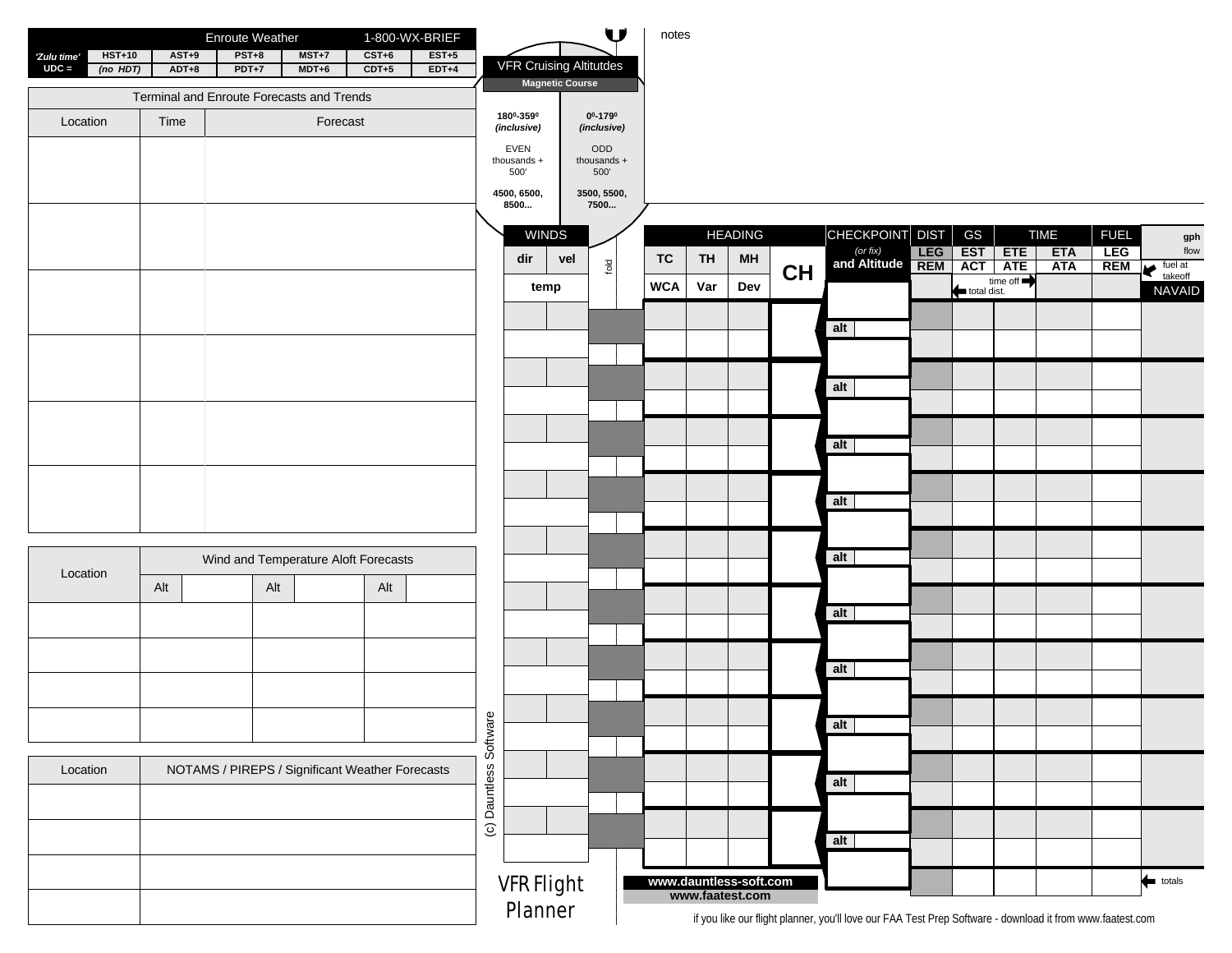## Enroute Weather — 1-800-WX-BRIEF

| 'Zulu time' UDC = | HST+10 | AST+9 | PST+8 | MST+7 | CST+6 | EST+5 |
|---|---|---|---|---|---|---|
| | (no HDT) | ADT+8 | PDT+7 | MDT+6 | CDT+5 | EDT+4 |

### Terminal and Enroute Forecasts and Trends

| Location | Time | Forecast |
|---|---|---|
| | | |
| | | |
| | | |
| | | |
| | | |
| | | |

### Wind and Temperature Aloft Forecasts

| Location | Alt | | Alt | | Alt | |
|---|---|---|---|---|---|---|
| | | | | | | |
| | | | | | | |
| | | | | | | |
| | | | | | | |

### NOTAMS / PIREPS / Significant Weather Forecasts

| Location | NOTAMS / PIREPS / Significant Weather Forecasts |
|---|---|
| | |
| | |
| | |
| | |

## VFR Cruising Altitutdes

**Magnetic Course**

| 180⁰-359⁰ (inclusive) | 0⁰-179⁰ (inclusive) |
|---|---|
| EVEN thousands + 500' | ODD thousands + 500' |
| 4500, 6500, 8500... | 3500, 5500, 7500... |

notes

## VFR Flight Planner

| WINDS dir | WINDS vel | fold | HEADING TC | TH | MH | CH | CHECKPOINT (or fix) and Altitude | DIST LEG / REM | GS EST / ACT | TIME ETE / ATE | TIME ETA / ATA | FUEL LEG / REM | gph flow |
|---|---|---|---|---|---|---|---|---|---|---|---|---|---|
| temp | | | WCA | Var | Dev | | | ← total dist. | | time off → | | | ← fuel at takeoff / NAVAID |
| | | | | | | | alt | | | | | | |
| | | | | | | | alt | | | | | | |
| | | | | | | | alt | | | | | | |
| | | | | | | | alt | | | | | | |
| | | | | | | | alt | | | | | | |
| | | | | | | | alt | | | | | | |
| | | | | | | | alt | | | | | | |
| | | | | | | | alt | | | | | | |
| | | | | | | | alt | | | | | | |
| | | | | | | | alt | | | | | | |
| | | | | | | | | | | | | | ← totals |

(c) Dauntless Software

**www.dauntless-soft.com**
**www.faatest.com**

if you like our flight planner, you'll love our FAA Test Prep Software - download it from www.faatest.com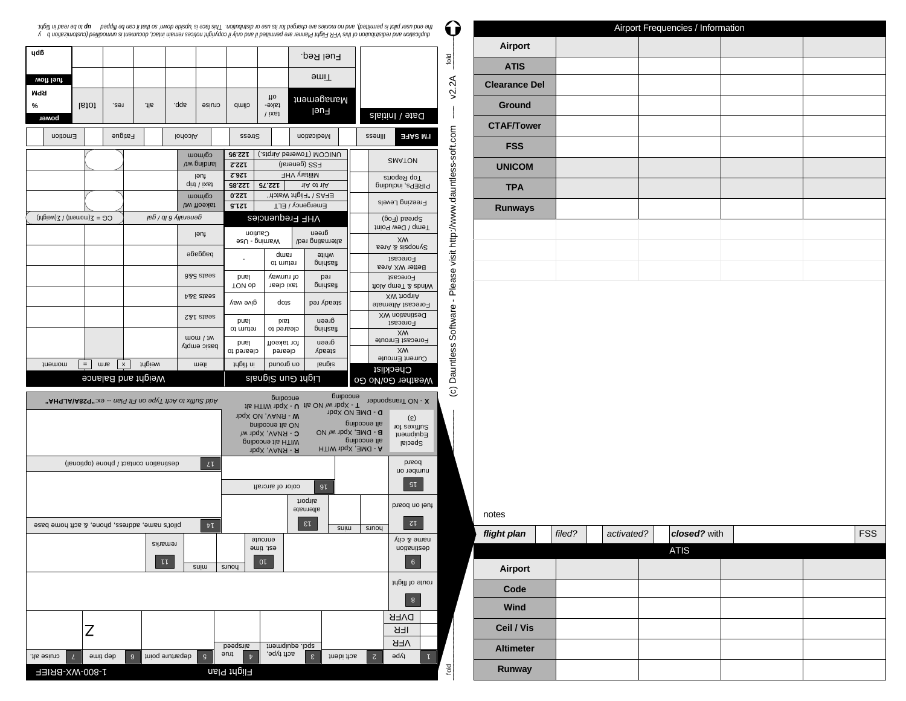the end user pilot is permitted), and no monies are charged for its use or distribution. This face is 'upside down' so that it can be flipped **up** to be read in flight.
duplication and redistribution of this VFR Flight Planner are permitted if and only if copyright notices remain intact, document is unmodified (customization by

v2.2A

(c) Dauntless Software - Please visit http://www.dauntless-soft.com

## Fuel Management

| Fuel Management | taxi / take-off | climb | cruise | app. | alt. | res. | total | power |
|---|---|---|---|---|---|---|---|---|
| Time | | | | | | | | fuel flow |
| Fuel Req. | | | | | | | | gph |

power: % RPM

Date / Initials

| I'M SAFE | Illness | | Medication | | Stress | | Alcohol | | Fatigue | | Emotion | |
|---|---|---|---|---|---|---|---|---|---|---|---|---|

## Weather Go/No Go Checklist

| Weather Go/No Go Checklist | |
|---|---|
| Current Enroute WX | |
| Forecast Enroute WX | |
| Forecast Destination WX | |
| Forecast Better WX Area | |
| Forecast Alternate Airport WX | |
| Winds & Temp Aloft | |
| Synopsis & Area WX | |
| Temp / Dew Point Spread (Fog) | |
| Freezing Levels | |
| PIREPs, including Top Reports | |
| NOTAMS | |

## Light Gun Signals

| signal | on ground | in flight |
|---|---|---|
| steady green | cleared for takeoff | cleared to land |
| flashing green | cleared to taxi | return to land |
| steady red | stop | give way |
| flashing red | taxi clear of runway | do NOT land |
| flashing white | return to ramp | - |
| alternating red/green | Warning - Use Caution | |

## VHF Frequencies

| | | |
|---|---|---|
| Emergency / ELT | | 121.5 |
| EFAS / "Flight Watch" | | 122.0 |
| Air to Air | 122.75 | 122.85 |
| Military VHF | | 126.2 |
| FSS (general) | | 122.2 |
| UNICOM (Towered Airpts.) | | 122.95 |

## Weight and Balance

| item | weight | x | arm | = | moment |
|---|---|---|---|---|---|
| basic empty wt / mom | | | | | |
| seats 1&2 | | | | | |
| seats 3&4 | | | | | |
| seats 5&6 | | | | | |
| baggage | | | | | |
| fuel | | | | | |
| | generally 6 lb / gal | | CG = Σ(moment) / Σ(weight) | | |
| takeoff wt/ cg/mom | | | | | |
| fuel / taxi / trip | | | | | |
| landing wt/ cg/mom | | | | | |

## Flight Plan

1-800-WX-BRIEF

| 1 type | 2 acft ident | 3 acft type, spcl. equipment | 4 true airspeed | 5 departure point | 6 dep time | 7 cruise alt. |
|---|---|---|---|---|---|---|
| VFR / IFR / DVFR | | | | | Z | |

8 route of flight

| 9 destination name & city | 10 est. time enroute (hours / mins) | 11 remarks |
|---|---|---|
| | | |

12 fuel on board (hours / mins)

13 alternate airport

14 pilot's name, address, phone, & acft home base

15 number on board

16 color of aircraft

17 destination contact / phone (optional)

Special Equipment Suffixes for (3):

- **X** - NO Transponder
- **T** - Xpdr w/ NO alt encoding
- **U** - Xpdr WITH alt encoding
- **D** - DME NO Xpdr
- **W** - RNAV, NO Xpdr
- **B** - DME, Xpdr w/ NO alt encoding
- **C** - RNAV, Xpdr w/ NO alt encoding
- **A** - DME, Xpdr WITH alt encoding
- **R** - RNAV, Xpdr WITH alt encoding

*Add Suffix to Acft Type on Flt Plan -- ex:* **"P28A/ALPHA"**

## Airport Frequencies / Information

| Airport | | | | |
|---|---|---|---|---|
| ATIS | | | | |
| Clearance Del | | | | |
| Ground | | | | |
| CTAF/Tower | | | | |
| FSS | | | | |
| UNICOM | | | | |
| TPA | | | | |
| Runways | | | | |

notes

| *flight plan* | | *filed?* | | *activated?* | | ***closed?*** with | | FSS |
|---|---|---|---|---|---|---|---|---|

## ATIS

| Airport | | | | |
|---|---|---|---|---|
| Code | | | | |
| Wind | | | | |
| Ceil / Vis | | | | |
| Altimeter | | | | |
| Runway | | | | |